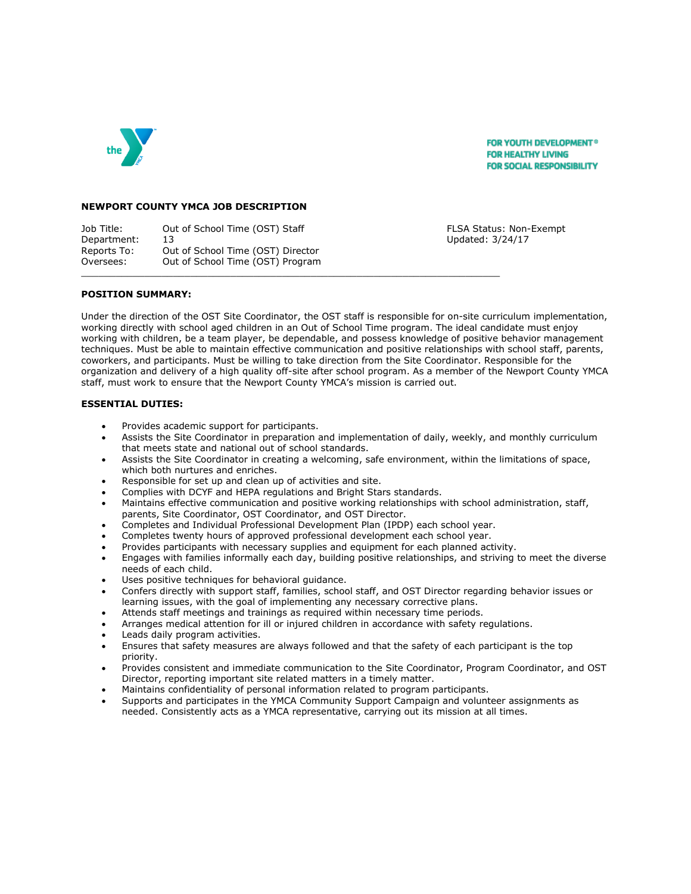FOR YOUTH DEVELOPMENT®
FOR HEALTHY LIVING
FOR SOCIAL RESPONSIBILITY

**NEWPORT COUNTY YMCA JOB DESCRIPTION**

| | | |
|---|---|---|
| Job Title: | Out of School Time (OST) Staff | FLSA Status: Non-Exempt |
| Department: | 13 | Updated: 3/24/17 |
| Reports To: | Out of School Time (OST) Director | |
| Oversees: | Out of School Time (OST) Program | |

---

**POSITION SUMMARY:**

Under the direction of the OST Site Coordinator, the OST staff is responsible for on-site curriculum implementation, working directly with school aged children in an Out of School Time program. The ideal candidate must enjoy working with children, be a team player, be dependable, and possess knowledge of positive behavior management techniques. Must be able to maintain effective communication and positive relationships with school staff, parents, coworkers, and participants. Must be willing to take direction from the Site Coordinator. Responsible for the organization and delivery of a high quality off-site after school program. As a member of the Newport County YMCA staff, must work to ensure that the Newport County YMCA's mission is carried out.

**ESSENTIAL DUTIES:**

- Provides academic support for participants.
- Assists the Site Coordinator in preparation and implementation of daily, weekly, and monthly curriculum that meets state and national out of school standards.
- Assists the Site Coordinator in creating a welcoming, safe environment, within the limitations of space, which both nurtures and enriches.
- Responsible for set up and clean up of activities and site.
- Complies with DCYF and HEPA regulations and Bright Stars standards.
- Maintains effective communication and positive working relationships with school administration, staff, parents, Site Coordinator, OST Coordinator, and OST Director.
- Completes and Individual Professional Development Plan (IPDP) each school year.
- Completes twenty hours of approved professional development each school year.
- Provides participants with necessary supplies and equipment for each planned activity.
- Engages with families informally each day, building positive relationships, and striving to meet the diverse needs of each child.
- Uses positive techniques for behavioral guidance.
- Confers directly with support staff, families, school staff, and OST Director regarding behavior issues or learning issues, with the goal of implementing any necessary corrective plans.
- Attends staff meetings and trainings as required within necessary time periods.
- Arranges medical attention for ill or injured children in accordance with safety regulations.
- Leads daily program activities.
- Ensures that safety measures are always followed and that the safety of each participant is the top priority.
- Provides consistent and immediate communication to the Site Coordinator, Program Coordinator, and OST Director, reporting important site related matters in a timely matter.
- Maintains confidentiality of personal information related to program participants.
- Supports and participates in the YMCA Community Support Campaign and volunteer assignments as needed. Consistently acts as a YMCA representative, carrying out its mission at all times.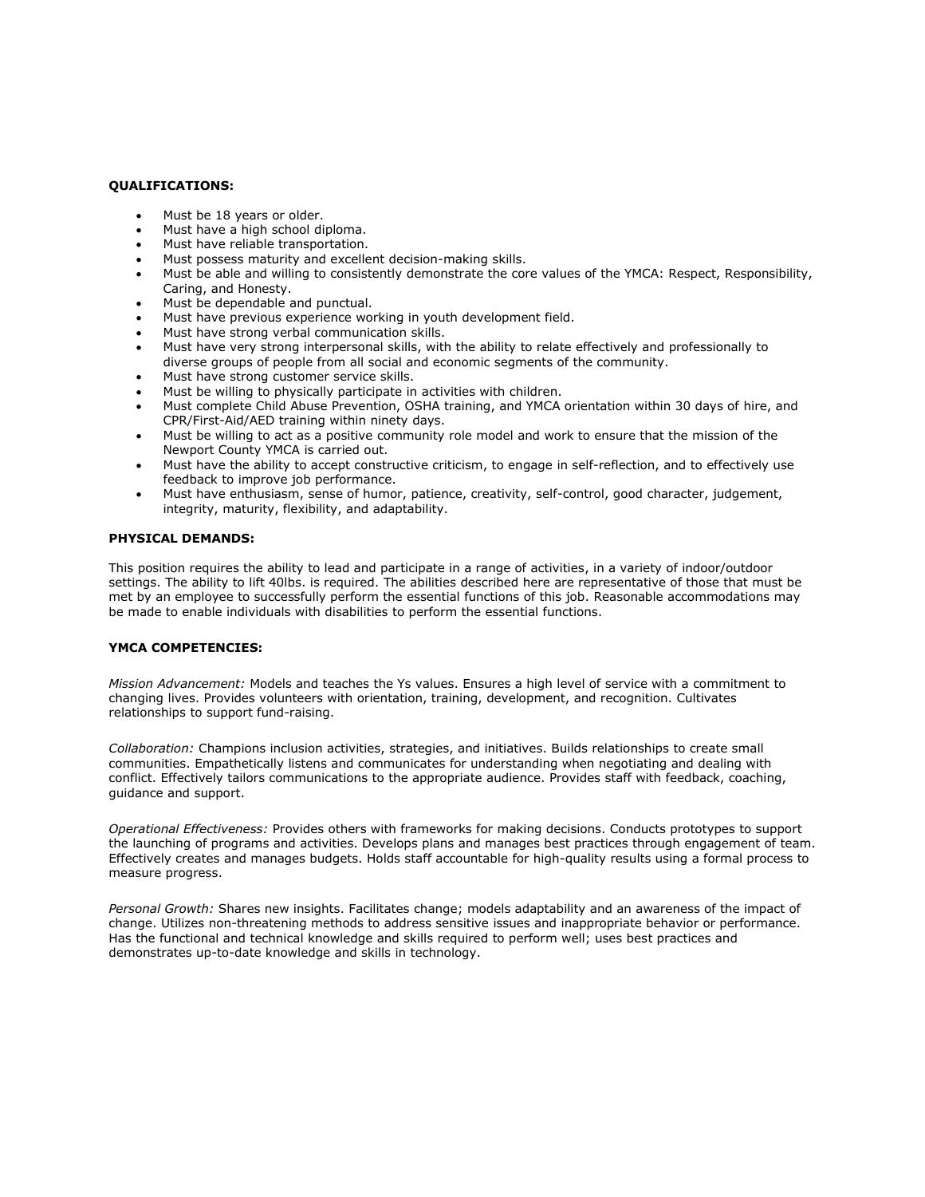**QUALIFICATIONS:**

- Must be 18 years or older.
- Must have a high school diploma.
- Must have reliable transportation.
- Must possess maturity and excellent decision-making skills.
- Must be able and willing to consistently demonstrate the core values of the YMCA: Respect, Responsibility, Caring, and Honesty.
- Must be dependable and punctual.
- Must have previous experience working in youth development field.
- Must have strong verbal communication skills.
- Must have very strong interpersonal skills, with the ability to relate effectively and professionally to diverse groups of people from all social and economic segments of the community.
- Must have strong customer service skills.
- Must be willing to physically participate in activities with children.
- Must complete Child Abuse Prevention, OSHA training, and YMCA orientation within 30 days of hire, and CPR/First-Aid/AED training within ninety days.
- Must be willing to act as a positive community role model and work to ensure that the mission of the Newport County YMCA is carried out.
- Must have the ability to accept constructive criticism, to engage in self-reflection, and to effectively use feedback to improve job performance.
- Must have enthusiasm, sense of humor, patience, creativity, self-control, good character, judgement, integrity, maturity, flexibility, and adaptability.

**PHYSICAL DEMANDS:**

This position requires the ability to lead and participate in a range of activities, in a variety of indoor/outdoor settings. The ability to lift 40lbs. is required. The abilities described here are representative of those that must be met by an employee to successfully perform the essential functions of this job. Reasonable accommodations may be made to enable individuals with disabilities to perform the essential functions.

**YMCA COMPETENCIES:**

*Mission Advancement:* Models and teaches the Ys values. Ensures a high level of service with a commitment to changing lives. Provides volunteers with orientation, training, development, and recognition. Cultivates relationships to support fund-raising.

*Collaboration:* Champions inclusion activities, strategies, and initiatives. Builds relationships to create small communities. Empathetically listens and communicates for understanding when negotiating and dealing with conflict. Effectively tailors communications to the appropriate audience. Provides staff with feedback, coaching, guidance and support.

*Operational Effectiveness:* Provides others with frameworks for making decisions. Conducts prototypes to support the launching of programs and activities. Develops plans and manages best practices through engagement of team. Effectively creates and manages budgets. Holds staff accountable for high-quality results using a formal process to measure progress.

*Personal Growth:* Shares new insights. Facilitates change; models adaptability and an awareness of the impact of change. Utilizes non-threatening methods to address sensitive issues and inappropriate behavior or performance. Has the functional and technical knowledge and skills required to perform well; uses best practices and demonstrates up-to-date knowledge and skills in technology.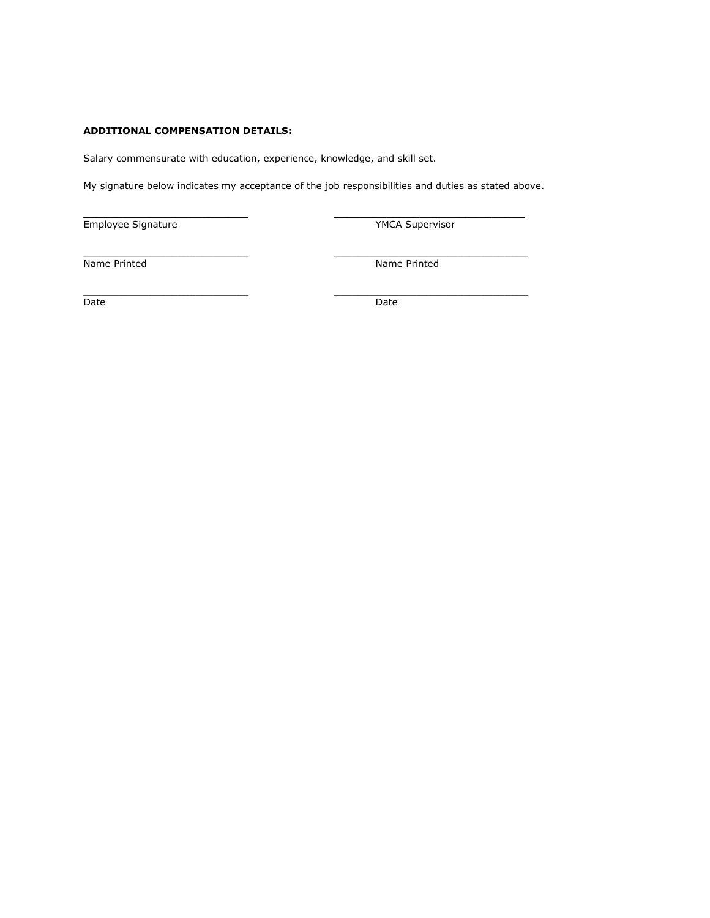**ADDITIONAL COMPENSATION DETAILS:**

Salary commensurate with education, experience, knowledge, and skill set.

My signature below indicates my acceptance of the job responsibilities and duties as stated above.

| | |
|---|---|
| ___________________________ | ________________________________ |
| Employee Signature | YMCA Supervisor |
| ___________________________ | ________________________________ |
| Name Printed | Name Printed |
| ___________________________ | ________________________________ |
| Date | Date |